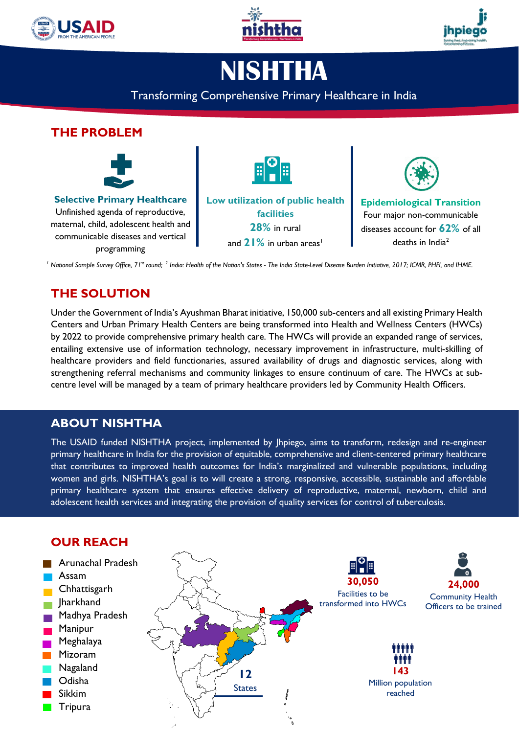# NISHTHA

Transforming Comprehensive Primary Healthcare in India

## THE PROBLEM

**Selective Primary Healthcare**
Unfinished agenda of reproductive, maternal, child, adolescent health and communicable diseases and vertical programming

**Low utilization of public health facilities**
**28%** in rural and **21%** in urban areas[1]

**Epidemiological Transition**
Four major non-communicable diseases account for **62%** of all deaths in India[2]

*[1] National Sample Survey Office, 71st round; [2] India: Health of the Nation's States - The India State-Level Disease Burden Initiative, 2017; ICMR, PHFI, and IHME.*

## THE SOLUTION

Under the Government of India's Ayushman Bharat initiative, 150,000 sub-centers and all existing Primary Health Centers and Urban Primary Health Centers are being transformed into Health and Wellness Centers (HWCs) by 2022 to provide comprehensive primary health care. The HWCs will provide an expanded range of services, entailing extensive use of information technology, necessary improvement in infrastructure, multi-skilling of healthcare providers and field functionaries, assured availability of drugs and diagnostic services, along with strengthening referral mechanisms and community linkages to ensure continuum of care. The HWCs at sub-centre level will be managed by a team of primary healthcare providers led by Community Health Officers.

## ABOUT NISHTHA

The USAID funded NISHTHA project, implemented by Jhpiego, aims to transform, redesign and re-engineer primary healthcare in India for the provision of equitable, comprehensive and client-centered primary healthcare that contributes to improved health outcomes for India's marginalized and vulnerable populations, including women and girls. NISHTHA's goal is to will create a strong, responsive, accessible, sustainable and affordable primary healthcare system that ensures effective delivery of reproductive, maternal, newborn, child and adolescent health services and integrating the provision of quality services for control of tuberculosis.

## OUR REACH

- Arunachal Pradesh
- Assam
- Chhattisgarh
- Jharkhand
- Madhya Pradesh
- Manipur
- Meghalaya
- Mizoram
- Nagaland
- Odisha
- Sikkim
- Tripura

**12** States

**30,050** Facilities to be transformed into HWCs

**24,000** Community Health Officers to be trained

**143** Million population reached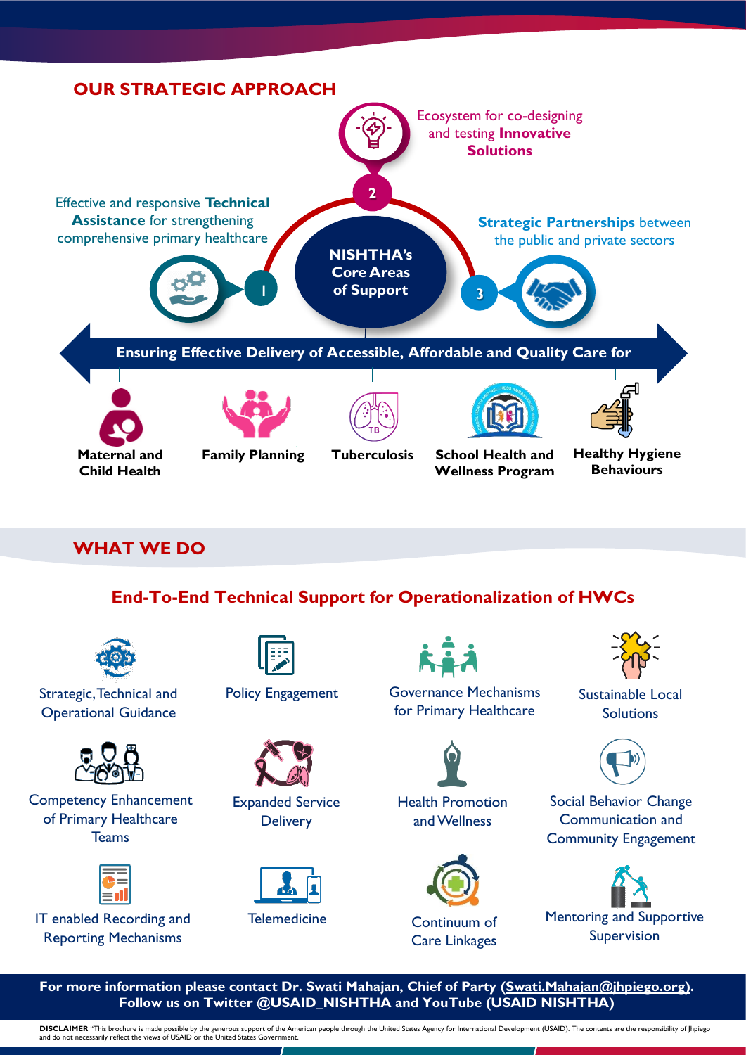## OUR STRATEGIC APPROACH

**NISHTHA's Core Areas of Support**

1. Effective and responsive **Technical Assistance** for strengthening comprehensive primary healthcare
2. Ecosystem for co-designing and testing **Innovative Solutions**
3. **Strategic Partnerships** between the public and private sectors

**Ensuring Effective Delivery of Accessible, Affordable and Quality Care for**

- **Maternal and Child Health**
- **Family Planning**
- **Tuberculosis**
- **School Health and Wellness Program**
- **Healthy Hygiene Behaviours**

## WHAT WE DO

### End-To-End Technical Support for Operationalization of HWCs

- Strategic, Technical and Operational Guidance
- Policy Engagement
- Governance Mechanisms for Primary Healthcare
- Sustainable Local Solutions
- Competency Enhancement of Primary Healthcare Teams
- Expanded Service Delivery
- Health Promotion and Wellness
- Social Behavior Change Communication and Community Engagement
- IT enabled Recording and Reporting Mechanisms
- Telemedicine
- Continuum of Care Linkages
- Mentoring and Supportive Supervision

**For more information please contact Dr. Swati Mahajan, Chief of Party (Swati.Mahajan@jhpiego.org).**
**Follow us on Twitter @USAID_NISHTHA and YouTube (USAID NISHTHA)**

**DISCLAIMER** "This brochure is made possible by the generous support of the American people through the United States Agency for International Development (USAID). The contents are the responsibility of Jhpiego and do not necessarily reflect the views of USAID or the United States Government.